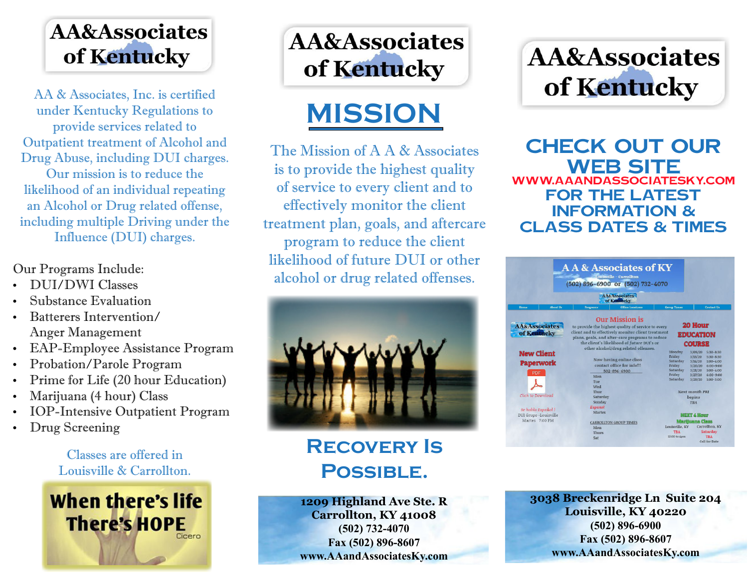# AA&Associates of Kentucky

AA & Associates, Inc. is certified under Kentucky Regulations to provide services related to Outpatient treatment of Alcohol and Drug Abuse, including DUI charges. Our mission is to reduce the likelihood of an individual repeating an Alcohol or Drug related offense, including multiple Driving under the Influence (DUI) charges.

Our Programs Include:

- DUI/DWI Classes
- Substance Evaluation
- Batterers Intervention/ Anger Management
- EAP-Employee Assistance Program
- Probation/Parole Program
- Prime for Life (20 hour Education)
- Marijuana (4 hour) Class
- IOP-Intensive Outpatient Program
- Drug Screening

Classes are offered in Louisville & Carrollton.

**When there's life There's HOPE**
Cicero

# AA&Associates of Kentucky

## MISSION

The Mission of A A & Associates is to provide the highest quality of service to every client and to effectively monitor the client treatment plan, goals, and aftercare program to reduce the client likelihood of future DUI or other alcohol or drug related offenses.

## Recovery Is Possible.

**1209 Highland Ave Ste. R**
**Carrollton, KY 41008**
**(502) 732-4070**
**Fax (502) 896-8607**
**www.AAandAssociatesKy.com**

# AA&Associates of Kentucky

## CHECK OUT OUR WEB SITE

**WWW.AAANDASSOCIATESKY.COM**

## FOR THE LATEST INFORMATION & CLASS DATES & TIMES

**3038 Breckenridge Ln Suite 204**
**Louisville, KY 40220**
**(502) 896-6900**
**Fax (502) 896-8607**
**www.AAandAssociatesKy.com**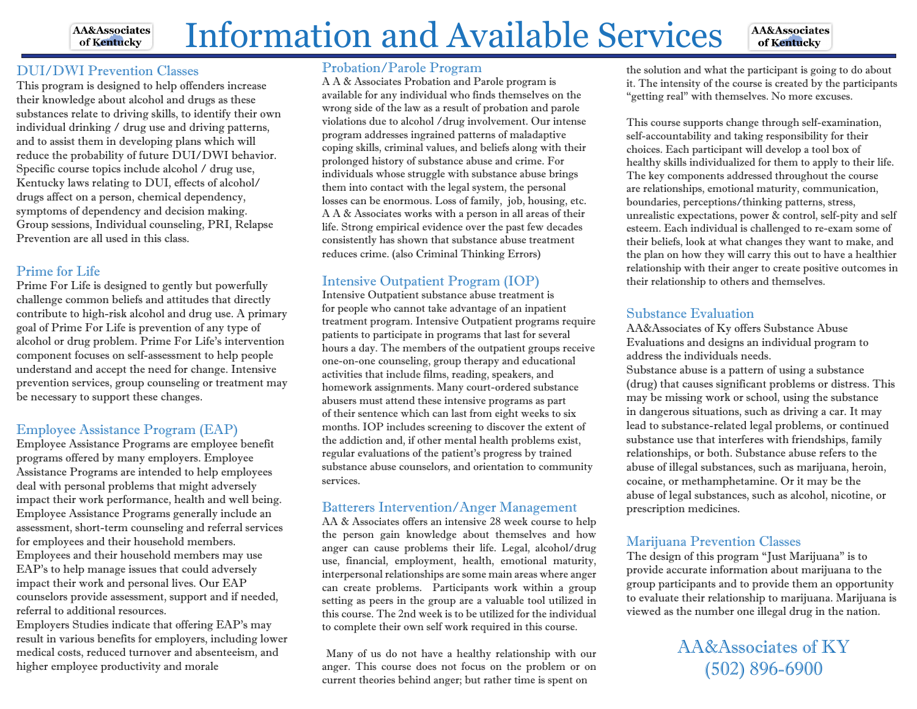# Information and Available Services

## DUI/DWI Prevention Classes

This program is designed to help offenders increase their knowledge about alcohol and drugs as these substances relate to driving skills, to identify their own individual drinking / drug use and driving patterns, and to assist them in developing plans which will reduce the probability of future DUI/DWI behavior. Specific course topics include alcohol / drug use, Kentucky laws relating to DUI, effects of alcohol/ drugs affect on a person, chemical dependency, symptoms of dependency and decision making. Group sessions, Individual counseling, PRI, Relapse Prevention are all used in this class.

## Prime for Life

Prime For Life is designed to gently but powerfully challenge common beliefs and attitudes that directly contribute to high-risk alcohol and drug use. A primary goal of Prime For Life is prevention of any type of alcohol or drug problem. Prime For Life's intervention component focuses on self-assessment to help people understand and accept the need for change. Intensive prevention services, group counseling or treatment may be necessary to support these changes.

## Employee Assistance Program (EAP)

Employee Assistance Programs are employee benefit programs offered by many employers. Employee Assistance Programs are intended to help employees deal with personal problems that might adversely impact their work performance, health and well being. Employee Assistance Programs generally include an assessment, short-term counseling and referral services for employees and their household members. Employees and their household members may use EAP's to help manage issues that could adversely impact their work and personal lives. Our EAP counselors provide assessment, support and if needed, referral to additional resources.
Employers Studies indicate that offering EAP's may result in various benefits for employers, including lower medical costs, reduced turnover and absenteeism, and higher employee productivity and morale

## Probation/Parole Program

A A & Associates Probation and Parole program is available for any individual who finds themselves on the wrong side of the law as a result of probation and parole violations due to alcohol /drug involvement. Our intense program addresses ingrained patterns of maladaptive coping skills, criminal values, and beliefs along with their prolonged history of substance abuse and crime. For individuals whose struggle with substance abuse brings them into contact with the legal system, the personal losses can be enormous. Loss of family, job, housing, etc. A A & Associates works with a person in all areas of their life. Strong empirical evidence over the past few decades consistently has shown that substance abuse treatment reduces crime. (also Criminal Thinking Errors)

## Intensive Outpatient Program (IOP)

Intensive Outpatient substance abuse treatment is for people who cannot take advantage of an inpatient treatment program. Intensive Outpatient programs require patients to participate in programs that last for several hours a day. The members of the outpatient groups receive one-on-one counseling, group therapy and educational activities that include films, reading, speakers, and homework assignments. Many court-ordered substance abusers must attend these intensive programs as part of their sentence which can last from eight weeks to six months. IOP includes screening to discover the extent of the addiction and, if other mental health problems exist, regular evaluations of the patient's progress by trained substance abuse counselors, and orientation to community services.

## Batterers Intervention/Anger Management

AA & Associates offers an intensive 28 week course to help the person gain knowledge about themselves and how anger can cause problems their life. Legal, alcohol/drug use, financial, employment, health, emotional maturity, interpersonal relationships are some main areas where anger can create problems. Participants work within a group setting as peers in the group are a valuable tool utilized in this course. The 2nd week is to be utilized for the individual to complete their own self work required in this course.

Many of us do not have a healthy relationship with our anger. This course does not focus on the problem or on current theories behind anger; but rather time is spent on the solution and what the participant is going to do about it. The intensity of the course is created by the participants "getting real" with themselves. No more excuses.

This course supports change through self-examination, self-accountability and taking responsibility for their choices. Each participant will develop a tool box of healthy skills individualized for them to apply to their life. The key components addressed throughout the course are relationships, emotional maturity, communication, boundaries, perceptions/thinking patterns, stress, unrealistic expectations, power & control, self-pity and self esteem. Each individual is challenged to re-exam some of their beliefs, look at what changes they want to make, and the plan on how they will carry this out to have a healthier relationship with their anger to create positive outcomes in their relationship to others and themselves.

## Substance Evaluation

AA&Associates of Ky offers Substance Abuse Evaluations and designs an individual program to address the individuals needs.
Substance abuse is a pattern of using a substance (drug) that causes significant problems or distress. This may be missing work or school, using the substance in dangerous situations, such as driving a car. It may lead to substance-related legal problems, or continued substance use that interferes with friendships, family relationships, or both. Substance abuse refers to the abuse of illegal substances, such as marijuana, heroin, cocaine, or methamphetamine. Or it may be the abuse of legal substances, such as alcohol, nicotine, or prescription medicines.

## Marijuana Prevention Classes

The design of this program "Just Marijuana" is to provide accurate information about marijuana to the group participants and to provide them an opportunity to evaluate their relationship to marijuana. Marijuana is viewed as the number one illegal drug in the nation.

AA&Associates of KY
(502) 896-6900